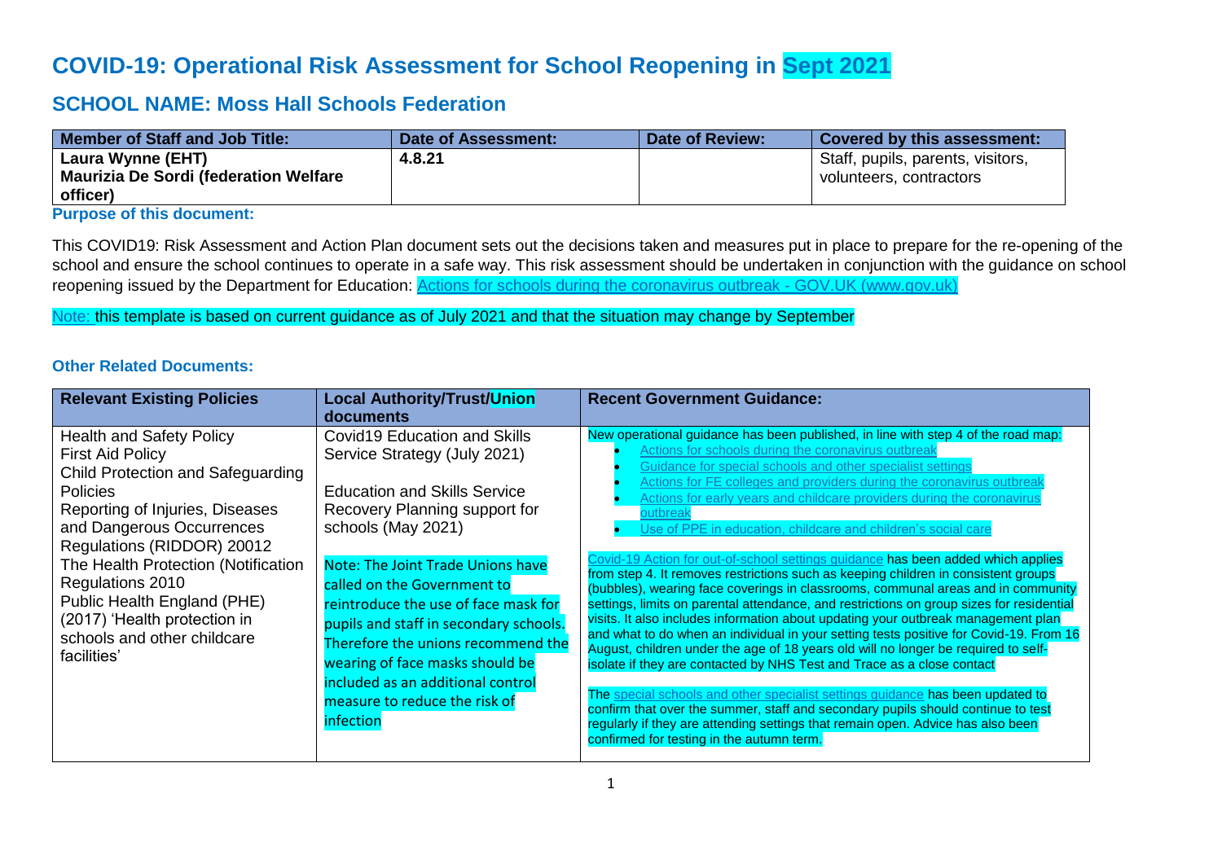# COVID-19: Operational Risk Assessment for School Reopening in Sept 2021

## SCHOOL NAME: Moss Hall Schools Federation

| Member of Staff and Job Title: | Date of Assessment: | Date of Review: | Covered by this assessment: |
|---|---|---|---|
| **Laura Wynne (EHT)**<br>**Maurizia De Sordi (federation Welfare officer)** | **4.8.21** | | Staff, pupils, parents, visitors, volunteers, contractors |

### Purpose of this document:

This COVID19: Risk Assessment and Action Plan document sets out the decisions taken and measures put in place to prepare for the re-opening of the school and ensure the school continues to operate in a safe way. This risk assessment should be undertaken in conjunction with the guidance on school reopening issued by the Department for Education: [Actions for schools during the coronavirus outbreak - GOV.UK (www.gov.uk)]

Note: this template is based on current guidance as of July 2021 and that the situation may change by September

### Other Related Documents:

| Relevant Existing Policies | Local Authority/Trust/Union documents | Recent Government Guidance: |
|---|---|---|
| Health and Safety Policy<br>First Aid Policy<br>Child Protection and Safeguarding Policies<br>Reporting of Injuries, Diseases and Dangerous Occurrences Regulations (RIDDOR) 20012<br>The Health Protection (Notification Regulations 2010<br>Public Health England (PHE) (2017) 'Health protection in schools and other childcare facilities' | Covid19 Education and Skills Service Strategy (July 2021)<br><br>Education and Skills Service Recovery Planning support for schools (May 2021)<br><br>Note: The Joint Trade Unions have called on the Government to reintroduce the use of face mask for pupils and staff in secondary schools. Therefore the unions recommend the wearing of face masks should be included as an additional control measure to reduce the risk of infection | New operational guidance has been published, in line with step 4 of the road map:<br>• Actions for schools during the coronavirus outbreak<br>• Guidance for special schools and other specialist settings<br>• Actions for FE colleges and providers during the coronavirus outbreak<br>• Actions for early years and childcare providers during the coronavirus outbreak<br>• Use of PPE in education, childcare and children's social care<br><br>Covid-19 Action for out-of-school settings guidance has been added which applies from step 4. It removes restrictions such as keeping children in consistent groups (bubbles), wearing face coverings in classrooms, communal areas and in community settings, limits on parental attendance, and restrictions on group sizes for residential visits. It also includes information about updating your outbreak management plan and what to do when an individual in your setting tests positive for Covid-19. From 16 August, children under the age of 18 years old will no longer be required to self-isolate if they are contacted by NHS Test and Trace as a close contact<br><br>The special schools and other specialist settings guidance has been updated to confirm that over the summer, staff and secondary pupils should continue to test regularly if they are attending settings that remain open. Advice has also been confirmed for testing in the autumn term. |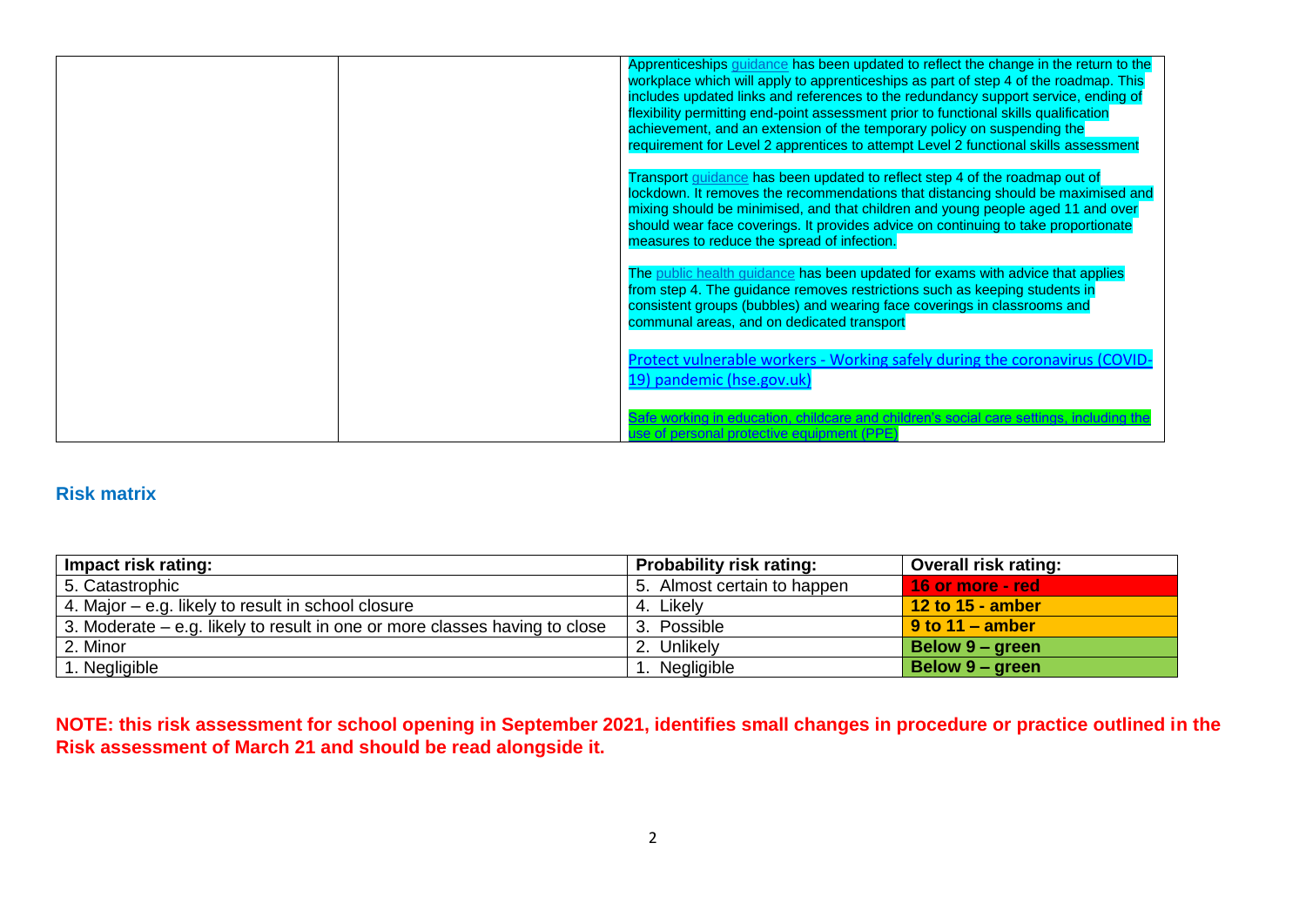| | | |
|---|---|---|
| | | Apprenticeships guidance has been updated to reflect the change in the return to the workplace which will apply to apprenticeships as part of step 4 of the roadmap. This includes updated links and references to the redundancy support service, ending of flexibility permitting end-point assessment prior to functional skills qualification achievement, and an extension of the temporary policy on suspending the requirement for Level 2 apprentices to attempt Level 2 functional skills assessment<br><br>Transport guidance has been updated to reflect step 4 of the roadmap out of lockdown. It removes the recommendations that distancing should be maximised and mixing should be minimised, and that children and young people aged 11 and over should wear face coverings. It provides advice on continuing to take proportionate measures to reduce the spread of infection.<br><br>The public health guidance has been updated for exams with advice that applies from step 4. The guidance removes restrictions such as keeping students in consistent groups (bubbles) and wearing face coverings in classrooms and communal areas, and on dedicated transport<br><br>Protect vulnerable workers - Working safely during the coronavirus (COVID-19) pandemic (hse.gov.uk)<br><br>Safe working in education, childcare and children's social care settings, including the use of personal protective equipment (PPE) |

## Risk matrix

| Impact risk rating: | Probability risk rating: | Overall risk rating: |
|---|---|---|
| 5. Catastrophic | 5. Almost certain to happen | **16 or more - red** |
| 4. Major – e.g. likely to result in school closure | 4. Likely | **12 to 15 - amber** |
| 3. Moderate – e.g. likely to result in one or more classes having to close | 3. Possible | **9 to 11 – amber** |
| 2. Minor | 2. Unlikely | **Below 9 – green** |
| 1. Negligible | 1. Negligible | **Below 9 – green** |

**NOTE: this risk assessment for school opening in September 2021, identifies small changes in procedure or practice outlined in the Risk assessment of March 21 and should be read alongside it.**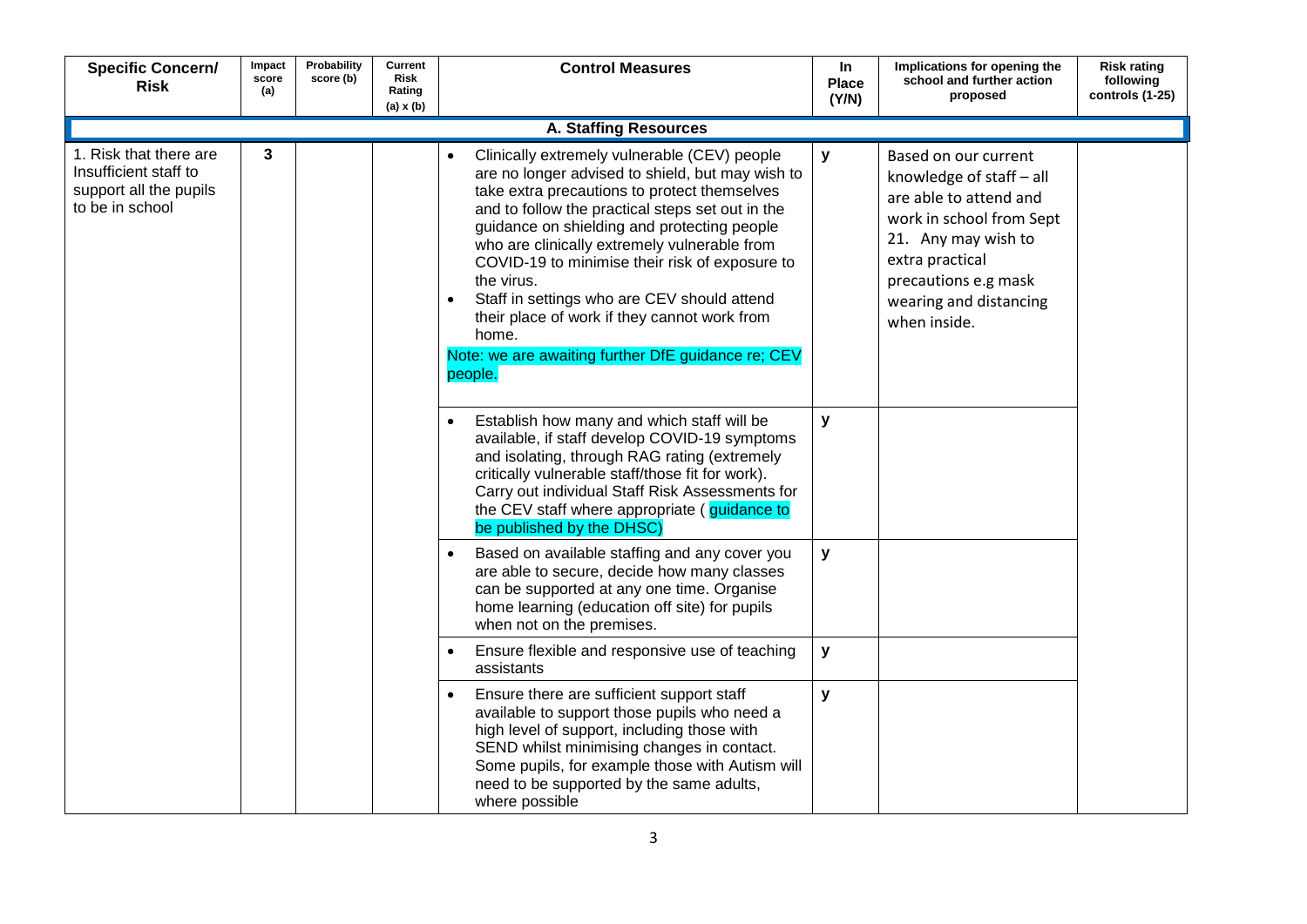| Specific Concern/ Risk | Impact score (a) | Probability score (b) | Current Risk Rating (a) x (b) | Control Measures | In Place (Y/N) | Implications for opening the school and further action proposed | Risk rating following controls (1-25) |
|---|---|---|---|---|---|---|---|
| **A. Staffing Resources** | | | | | | | |
| 1. Risk that there are Insufficient staff to support all the pupils to be in school | 3 | | | • Clinically extremely vulnerable (CEV) people are no longer advised to shield, but may wish to take extra precautions to protect themselves and to follow the practical steps set out in the guidance on shielding and protecting people who are clinically extremely vulnerable from COVID-19 to minimise their risk of exposure to the virus.<br>• Staff in settings who are CEV should attend their place of work if they cannot work from home.<br>Note: we are awaiting further DfE guidance re; CEV people. | y | Based on our current knowledge of staff – all are able to attend and work in school from Sept 21. Any may wish to extra practical precautions e.g mask wearing and distancing when inside. | |
| | | | | • Establish how many and which staff will be available, if staff develop COVID-19 symptoms and isolating, through RAG rating (extremely critically vulnerable staff/those fit for work). Carry out individual Staff Risk Assessments for the CEV staff where appropriate ( guidance to be published by the DHSC) | y | | |
| | | | | • Based on available staffing and any cover you are able to secure, decide how many classes can be supported at any one time. Organise home learning (education off site) for pupils when not on the premises. | y | | |
| | | | | • Ensure flexible and responsive use of teaching assistants | y | | |
| | | | | • Ensure there are sufficient support staff available to support those pupils who need a high level of support, including those with SEND whilst minimising changes in contact. Some pupils, for example those with Autism will need to be supported by the same adults, where possible | y | | |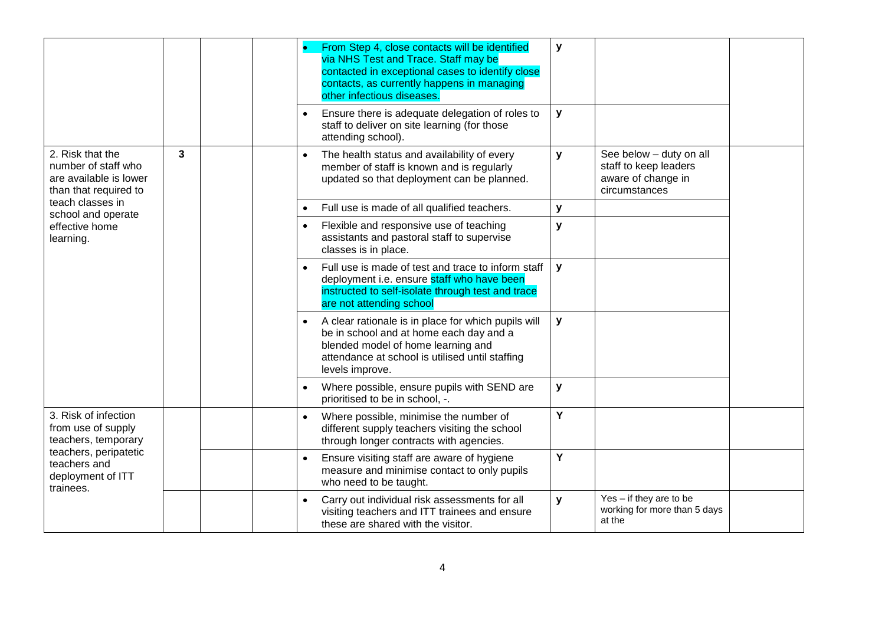| | | | | | | | |
|---|---|---|---|---|---|---|---|
| | | | | • From Step 4, close contacts will be identified via NHS Test and Trace. Staff may be contacted in exceptional cases to identify close contacts, as currently happens in managing other infectious diseases. | y | | |
| | | | | • Ensure there is adequate delegation of roles to staff to deliver on site learning (for those attending school). | y | | |
| 2. Risk that the number of staff who are available is lower than that required to teach classes in school and operate effective home learning. | 3 | | | • The health status and availability of every member of staff is known and is regularly updated so that deployment can be planned. | y | See below – duty on all staff to keep leaders aware of change in circumstances | |
| | | | | • Full use is made of all qualified teachers. | y | | |
| | | | | • Flexible and responsive use of teaching assistants and pastoral staff to supervise classes is in place. | y | | |
| | | | | • Full use is made of test and trace to inform staff deployment i.e. ensure staff who have been instructed to self-isolate through test and trace are not attending school | y | | |
| | | | | • A clear rationale is in place for which pupils will be in school and at home each day and a blended model of home learning and attendance at school is utilised until staffing levels improve. | y | | |
| | | | | • Where possible, ensure pupils with SEND are prioritised to be in school, -. | y | | |
| 3. Risk of infection from use of supply teachers, temporary teachers, peripatetic teachers and deployment of ITT trainees. | | | | • Where possible, minimise the number of different supply teachers visiting the school through longer contracts with agencies. | Y | | |
| | | | | • Ensure visiting staff are aware of hygiene measure and minimise contact to only pupils who need to be taught. | Y | | |
| | | | | • Carry out individual risk assessments for all visiting teachers and ITT trainees and ensure these are shared with the visitor. | y | Yes – if they are to be working for more than 5 days at the | |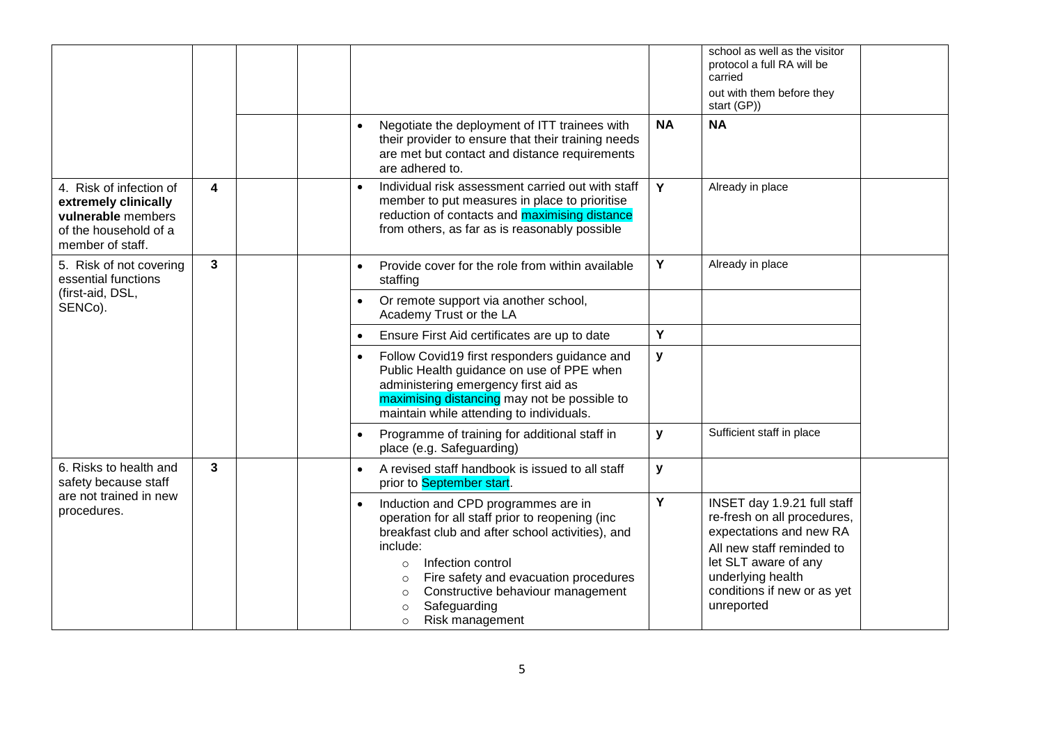| | | | | | | | |
|---|---|---|---|---|---|---|---|
| | | | | | | school as well as the visitor protocol a full RA will be carried out with them before they start (GP)) | |
| | | | | • Negotiate the deployment of ITT trainees with their provider to ensure that their training needs are met but contact and distance requirements are adhered to. | **NA** | **NA** | |
| 4. Risk of infection of **extremely clinically vulnerable** members of the household of a member of staff. | **4** | | | • Individual risk assessment carried out with staff member to put measures in place to prioritise reduction of contacts and maximising distance from others, as far as is reasonably possible | **Y** | Already in place | |
| 5. Risk of not covering essential functions (first-aid, DSL, SENCo). | **3** | | | • Provide cover for the role from within available staffing | **Y** | Already in place | |
| | | | | • Or remote support via another school, Academy Trust or the LA | | | |
| | | | | • Ensure First Aid certificates are up to date | **Y** | | |
| | | | | • Follow Covid19 first responders guidance and Public Health guidance on use of PPE when administering emergency first aid as maximising distancing may not be possible to maintain while attending to individuals. | **y** | | |
| | | | | • Programme of training for additional staff in place (e.g. Safeguarding) | **y** | Sufficient staff in place | |
| 6. Risks to health and safety because staff are not trained in new procedures. | **3** | | | • A revised staff handbook is issued to all staff prior to September start. | **y** | | |
| | | | | • Induction and CPD programmes are in operation for all staff prior to reopening (inc breakfast club and after school activities), and include:<br>○ Infection control<br>○ Fire safety and evacuation procedures<br>○ Constructive behaviour management<br>○ Safeguarding<br>○ Risk management | **Y** | INSET day 1.9.21 full staff re-fresh on all procedures, expectations and new RA<br>All new staff reminded to let SLT aware of any underlying health conditions if new or as yet unreported | |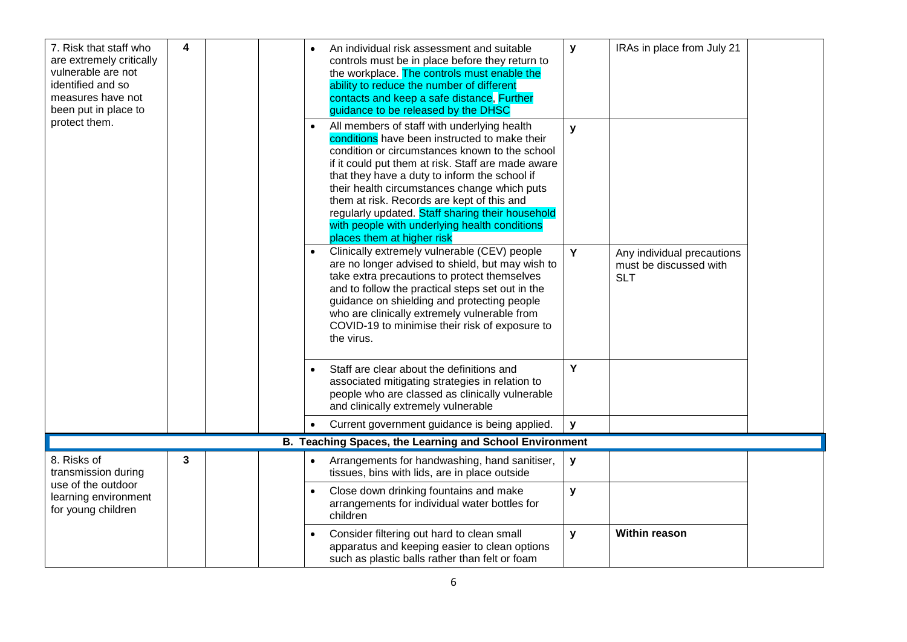| | | | | | | | |
|---|---|---|---|---|---|---|---|
| 7. Risk that staff who are extremely critically vulnerable are not identified and so measures have not been put in place to protect them. | 4 | | | • An individual risk assessment and suitable controls must be in place before they return to the workplace. The controls must enable the ability to reduce the number of different contacts and keep a safe distance. Further guidance to be released by the DHSC | y | IRAs in place from July 21 | |
| | | | | • All members of staff with underlying health conditions have been instructed to make their condition or circumstances known to the school if it could put them at risk. Staff are made aware that they have a duty to inform the school if their health circumstances change which puts them at risk. Records are kept of this and regularly updated. Staff sharing their household with people with underlying health conditions places them at higher risk | y | | |
| | | | | • Clinically extremely vulnerable (CEV) people are no longer advised to shield, but may wish to take extra precautions to protect themselves and to follow the practical steps set out in the guidance on shielding and protecting people who are clinically extremely vulnerable from COVID-19 to minimise their risk of exposure to the virus. | Y | Any individual precautions must be discussed with SLT | |
| | | | | • Staff are clear about the definitions and associated mitigating strategies in relation to people who are classed as clinically vulnerable and clinically extremely vulnerable | Y | | |
| | | | | • Current government guidance is being applied. | y | | |
| **B. Teaching Spaces, the Learning and School Environment** | | | | | | | |
| 8. Risks of transmission during use of the outdoor learning environment for young children | 3 | | | • Arrangements for handwashing, hand sanitiser, tissues, bins with lids, are in place outside | y | | |
| | | | | • Close down drinking fountains and make arrangements for individual water bottles for children | y | | |
| | | | | • Consider filtering out hard to clean small apparatus and keeping easier to clean options such as plastic balls rather than felt or foam | y | **Within reason** | |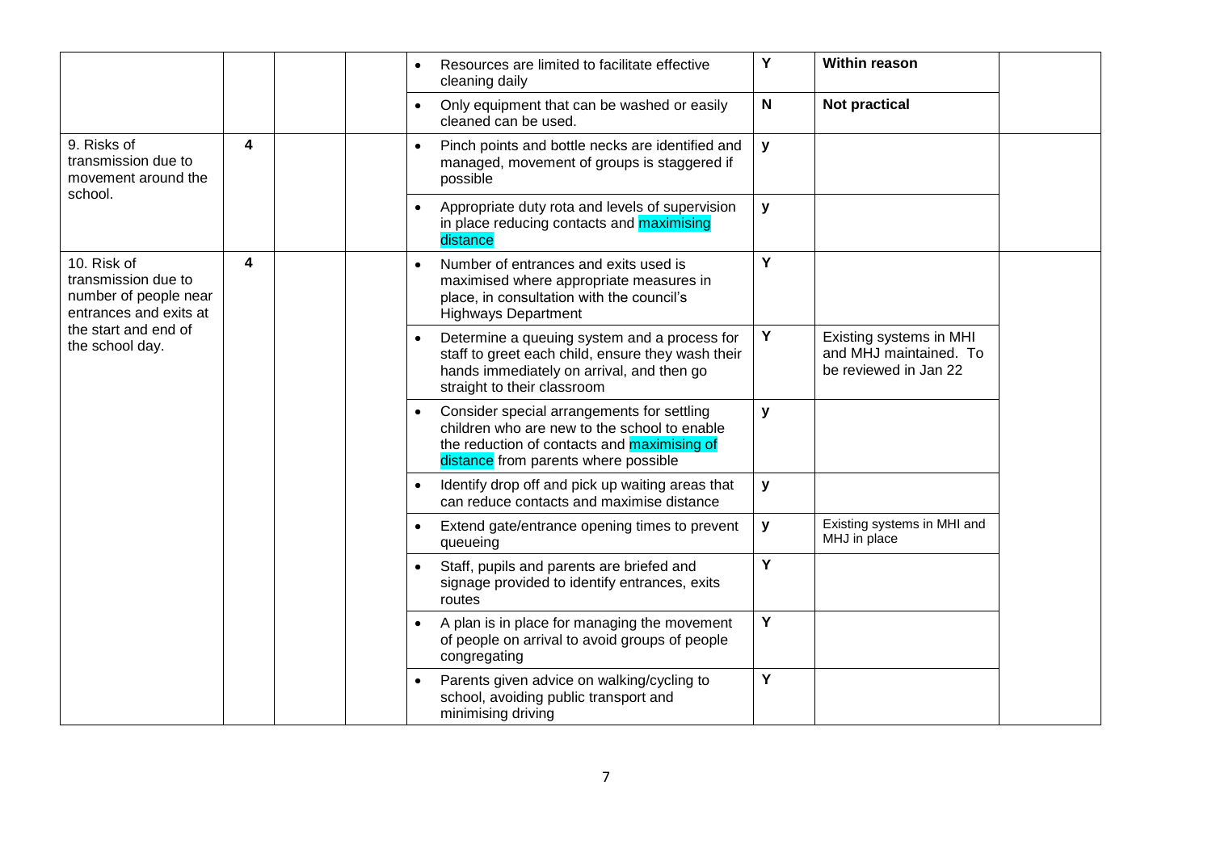| | | | | | | |
|---|---|---|---|---|---|---|
| | | | • Resources are limited to facilitate effective cleaning daily | Y | **Within reason** | |
| | | | • Only equipment that can be washed or easily cleaned can be used. | N | **Not practical** | |
| 9. Risks of transmission due to movement around the school. | 4 | | • Pinch points and bottle necks are identified and managed, movement of groups is staggered if possible | y | | |
| | | | • Appropriate duty rota and levels of supervision in place reducing contacts and maximising distance | y | | |
| 10. Risk of transmission due to number of people near entrances and exits at the start and end of the school day. | 4 | | • Number of entrances and exits used is maximised where appropriate measures in place, in consultation with the council's Highways Department | Y | | |
| | | | • Determine a queuing system and a process for staff to greet each child, ensure they wash their hands immediately on arrival, and then go straight to their classroom | Y | Existing systems in MHI and MHJ maintained. To be reviewed in Jan 22 | |
| | | | • Consider special arrangements for settling children who are new to the school to enable the reduction of contacts and maximising of distance from parents where possible | y | | |
| | | | • Identify drop off and pick up waiting areas that can reduce contacts and maximise distance | y | | |
| | | | • Extend gate/entrance opening times to prevent queueing | y | Existing systems in MHI and MHJ in place | |
| | | | • Staff, pupils and parents are briefed and signage provided to identify entrances, exits routes | Y | | |
| | | | • A plan is in place for managing the movement of people on arrival to avoid groups of people congregating | Y | | |
| | | | • Parents given advice on walking/cycling to school, avoiding public transport and minimising driving | Y | | |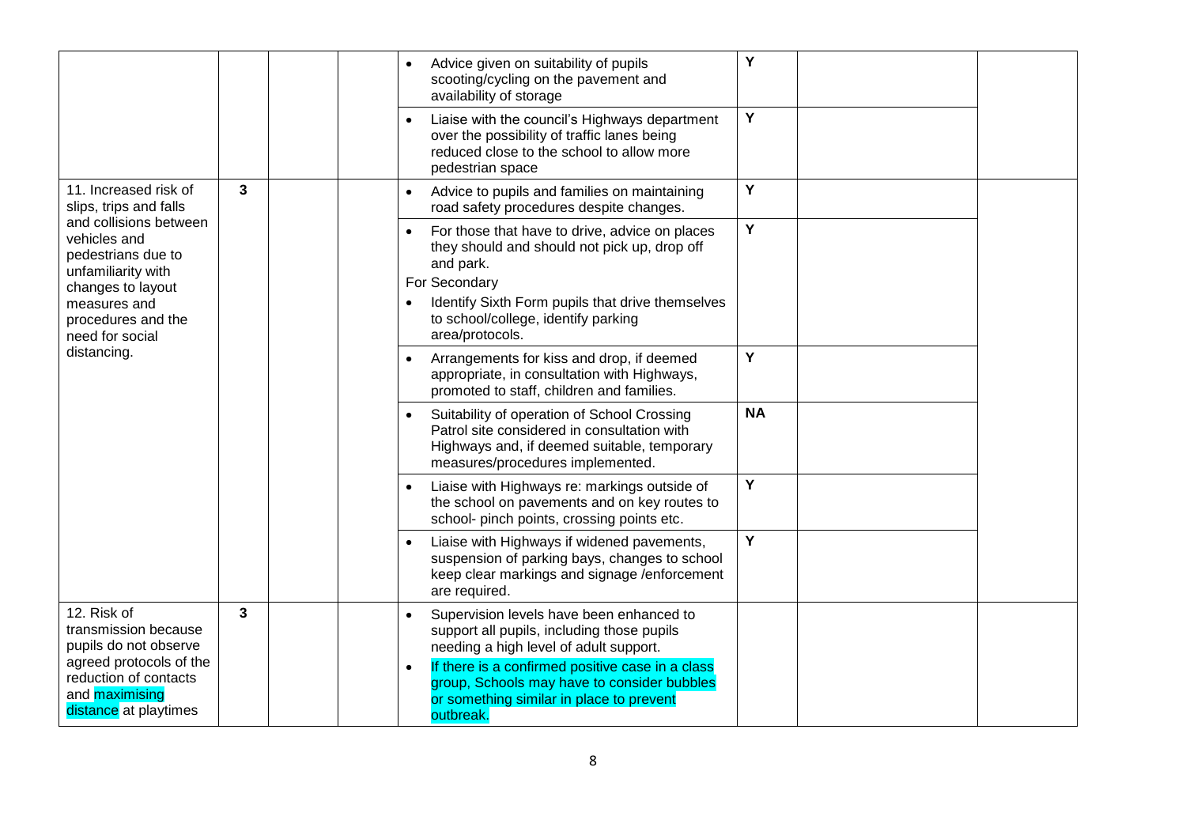| | | | | | | | |
|---|---|---|---|---|---|---|---|
| | | | | • Advice given on suitability of pupils scooting/cycling on the pavement and availability of storage | Y | | |
| | | | | • Liaise with the council's Highways department over the possibility of traffic lanes being reduced close to the school to allow more pedestrian space | Y | | |
| 11. Increased risk of slips, trips and falls and collisions between vehicles and pedestrians due to unfamiliarity with changes to layout measures and procedures and the need for social distancing. | 3 | | | • Advice to pupils and families on maintaining road safety procedures despite changes. | Y | | |
| | | | | • For those that have to drive, advice on places they should and should not pick up, drop off and park.<br>For Secondary<br>• Identify Sixth Form pupils that drive themselves to school/college, identify parking area/protocols. | Y | | |
| | | | | • Arrangements for kiss and drop, if deemed appropriate, in consultation with Highways, promoted to staff, children and families. | Y | | |
| | | | | • Suitability of operation of School Crossing Patrol site considered in consultation with Highways and, if deemed suitable, temporary measures/procedures implemented. | **NA** | | |
| | | | | • Liaise with Highways re: markings outside of the school on pavements and on key routes to school- pinch points, crossing points etc. | Y | | |
| | | | | • Liaise with Highways if widened pavements, suspension of parking bays, changes to school keep clear markings and signage /enforcement are required. | Y | | |
| 12. Risk of transmission because pupils do not observe agreed protocols of the reduction of contacts and maximising distance at playtimes | 3 | | | • Supervision levels have been enhanced to support all pupils, including those pupils needing a high level of adult support.<br>• If there is a confirmed positive case in a class group, Schools may have to consider bubbles or something similar in place to prevent outbreak. | | | |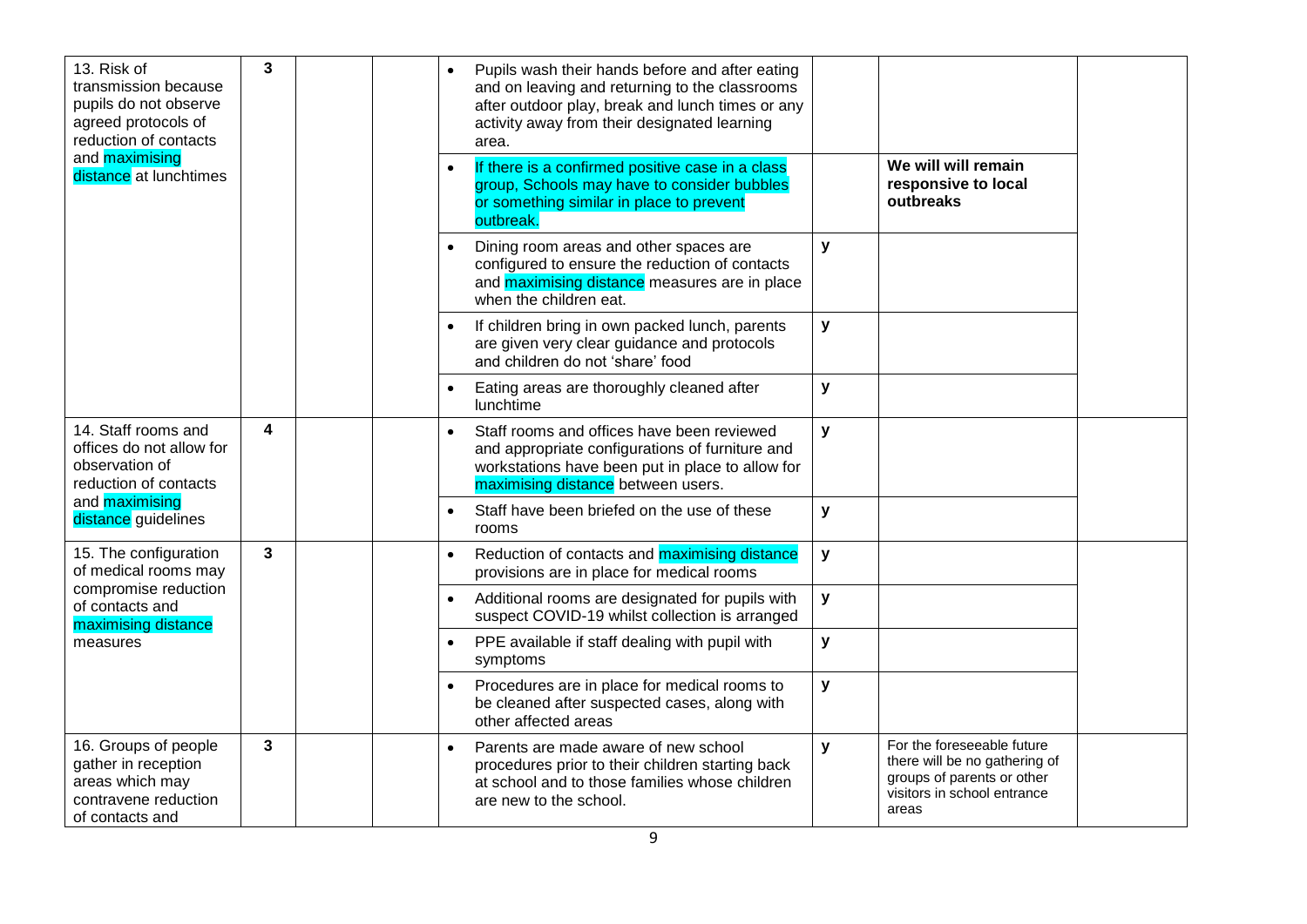| | | | | | | | |
|---|---|---|---|---|---|---|---|
| 13. Risk of transmission because pupils do not observe agreed protocols of reduction of contacts and maximising distance at lunchtimes | 3 | | | • Pupils wash their hands before and after eating and on leaving and returning to the classrooms after outdoor play, break and lunch times or any activity away from their designated learning area. | | | |
| | | | | • If there is a confirmed positive case in a class group, Schools may have to consider bubbles or something similar in place to prevent outbreak. | | **We will will remain responsive to local outbreaks** | |
| | | | | • Dining room areas and other spaces are configured to ensure the reduction of contacts and maximising distance measures are in place when the children eat. | y | | |
| | | | | • If children bring in own packed lunch, parents are given very clear guidance and protocols and children do not 'share' food | y | | |
| | | | | • Eating areas are thoroughly cleaned after lunchtime | y | | |
| 14. Staff rooms and offices do not allow for observation of reduction of contacts and maximising distance guidelines | 4 | | | • Staff rooms and offices have been reviewed and appropriate configurations of furniture and workstations have been put in place to allow for maximising distance between users. | y | | |
| | | | | • Staff have been briefed on the use of these rooms | y | | |
| 15. The configuration of medical rooms may compromise reduction of contacts and maximising distance measures | 3 | | | • Reduction of contacts and maximising distance provisions are in place for medical rooms | y | | |
| | | | | • Additional rooms are designated for pupils with suspect COVID-19 whilst collection is arranged | y | | |
| | | | | • PPE available if staff dealing with pupil with symptoms | y | | |
| | | | | • Procedures are in place for medical rooms to be cleaned after suspected cases, along with other affected areas | y | | |
| 16. Groups of people gather in reception areas which may contravene reduction of contacts and | 3 | | | • Parents are made aware of new school procedures prior to their children starting back at school and to those families whose children are new to the school. | y | For the foreseeable future there will be no gathering of groups of parents or other visitors in school entrance areas | |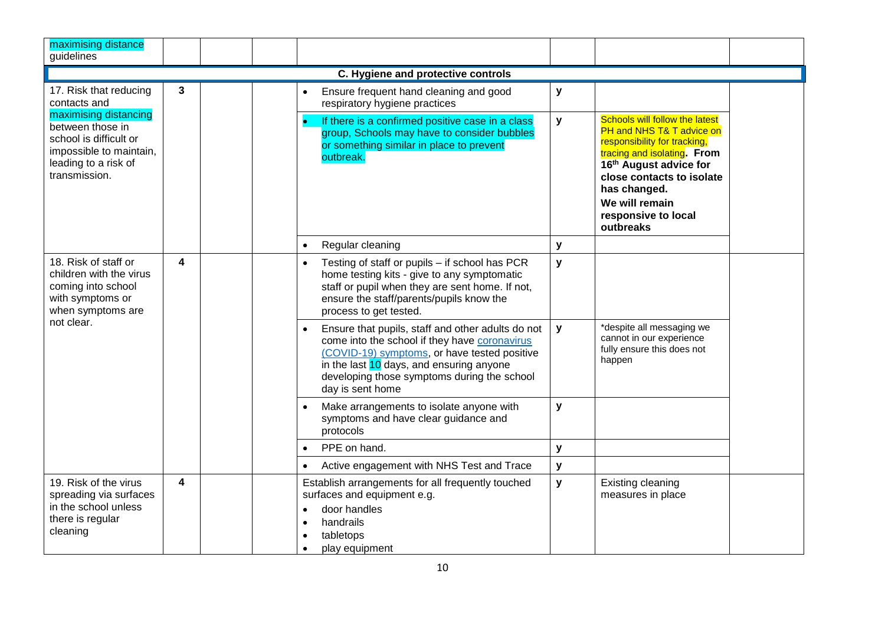| | | | | | | | |
|---|---|---|---|---|---|---|---|
| maximising distance guidelines | | | | | | | |
| **C. Hygiene and protective controls** | | | | | | | |
| 17. Risk that reducing contacts and maximising distancing between those in school is difficult or impossible to maintain, leading to a risk of transmission. | 3 | | | • Ensure frequent hand cleaning and good respiratory hygiene practices | y | | |
| | | | | • If there is a confirmed positive case in a class group, Schools may have to consider bubbles or something similar in place to prevent outbreak. | y | Schools will follow the latest PH and NHS T& T advice on responsibility for tracking, tracing and isolating. **From 16th August advice for close contacts to isolate has changed.** **We will remain responsive to local outbreaks** | |
| | | | | • Regular cleaning | y | | |
| 18. Risk of staff or children with the virus coming into school with symptoms or when symptoms are not clear. | 4 | | | • Testing of staff or pupils – if school has PCR home testing kits - give to any symptomatic staff or pupil when they are sent home. If not, ensure the staff/parents/pupils know the process to get tested. | y | | |
| | | | | • Ensure that pupils, staff and other adults do not come into the school if they have coronavirus (COVID-19) symptoms, or have tested positive in the last 10 days, and ensuring anyone developing those symptoms during the school day is sent home | y | *despite all messaging we cannot in our experience fully ensure this does not happen | |
| | | | | • Make arrangements to isolate anyone with symptoms and have clear guidance and protocols | y | | |
| | | | | • PPE on hand. | y | | |
| | | | | • Active engagement with NHS Test and Trace | y | | |
| 19. Risk of the virus spreading via surfaces in the school unless there is regular cleaning | 4 | | | Establish arrangements for all frequently touched surfaces and equipment e.g. • door handles • handrails • tabletops • play equipment | y | Existing cleaning measures in place | |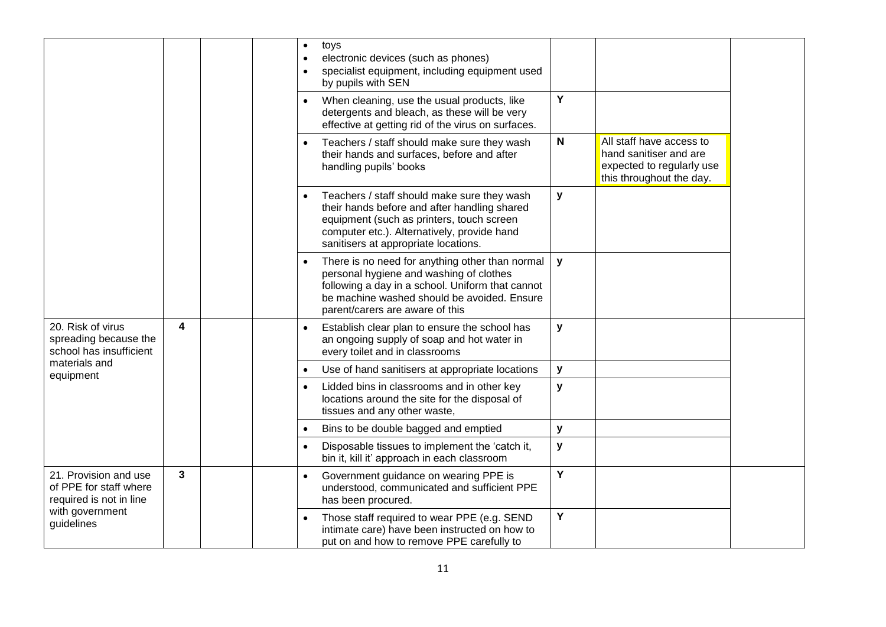| | | | | | | |
|---|---|---|---|---|---|---|
| | | | | • toys<br>• electronic devices (such as phones)<br>• specialist equipment, including equipment used by pupils with SEN | | | |
| | | | | • When cleaning, use the usual products, like detergents and bleach, as these will be very effective at getting rid of the virus on surfaces. | Y | | |
| | | | | • Teachers / staff should make sure they wash their hands and surfaces, before and after handling pupils' books | N | All staff have access to hand sanitiser and are expected to regularly use this throughout the day. | |
| | | | | • Teachers / staff should make sure they wash their hands before and after handling shared equipment (such as printers, touch screen computer etc.). Alternatively, provide hand sanitisers at appropriate locations. | y | | |
| | | | | • There is no need for anything other than normal personal hygiene and washing of clothes following a day in a school. Uniform that cannot be machine washed should be avoided. Ensure parent/carers are aware of this | y | | |
| 20. Risk of virus spreading because the school has insufficient materials and equipment | 4 | | | • Establish clear plan to ensure the school has an ongoing supply of soap and hot water in every toilet and in classrooms | y | | |
| | | | | • Use of hand sanitisers at appropriate locations | y | | |
| | | | | • Lidded bins in classrooms and in other key locations around the site for the disposal of tissues and any other waste, | y | | |
| | | | | • Bins to be double bagged and emptied | y | | |
| | | | | • Disposable tissues to implement the 'catch it, bin it, kill it' approach in each classroom | y | | |
| 21. Provision and use of PPE for staff where required is not in line with government guidelines | 3 | | | • Government guidance on wearing PPE is understood, communicated and sufficient PPE has been procured. | Y | | |
| | | | | • Those staff required to wear PPE (e.g. SEND intimate care) have been instructed on how to put on and how to remove PPE carefully to | Y | | |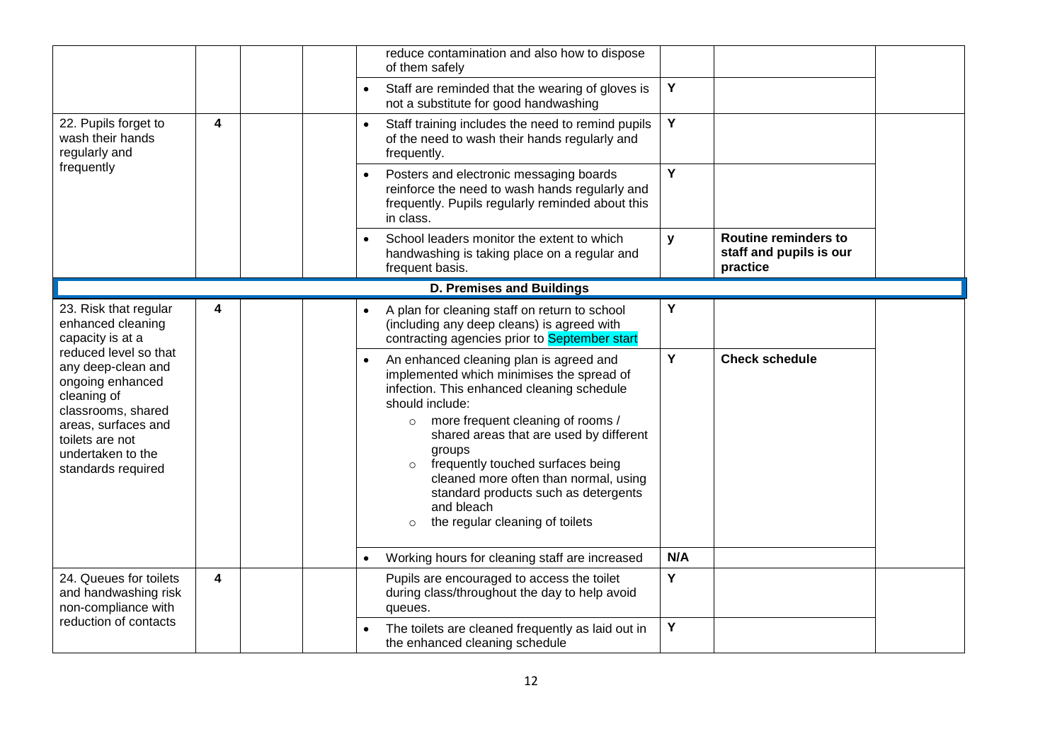| | | | | | | | |
|---|---|---|---|---|---|---|---|
| | | | | reduce contamination and also how to dispose of them safely | | | |
| | | | | • Staff are reminded that the wearing of gloves is not a substitute for good handwashing | Y | | |
| 22. Pupils forget to wash their hands regularly and frequently | 4 | | | • Staff training includes the need to remind pupils of the need to wash their hands regularly and frequently. | Y | | |
| | | | | • Posters and electronic messaging boards reinforce the need to wash hands regularly and frequently. Pupils regularly reminded about this in class. | Y | | |
| | | | | • School leaders monitor the extent to which handwashing is taking place on a regular and frequent basis. | y | **Routine reminders to staff and pupils is our practice** | |
| **D. Premises and Buildings** | | | | | | | |
| 23. Risk that regular enhanced cleaning capacity is at a reduced level so that any deep-clean and ongoing enhanced cleaning of classrooms, shared areas, surfaces and toilets are not undertaken to the standards required | 4 | | | • A plan for cleaning staff on return to school (including any deep cleans) is agreed with contracting agencies prior to September start | Y | | |
| | | | | • An enhanced cleaning plan is agreed and implemented which minimises the spread of infection. This enhanced cleaning schedule should include:<br>○ more frequent cleaning of rooms / shared areas that are used by different groups<br>○ frequently touched surfaces being cleaned more often than normal, using standard products such as detergents and bleach<br>○ the regular cleaning of toilets | Y | **Check schedule** | |
| | | | | • Working hours for cleaning staff are increased | N/A | | |
| 24. Queues for toilets and handwashing risk non-compliance with reduction of contacts | 4 | | | Pupils are encouraged to access the toilet during class/throughout the day to help avoid queues. | Y | | |
| | | | | • The toilets are cleaned frequently as laid out in the enhanced cleaning schedule | Y | | |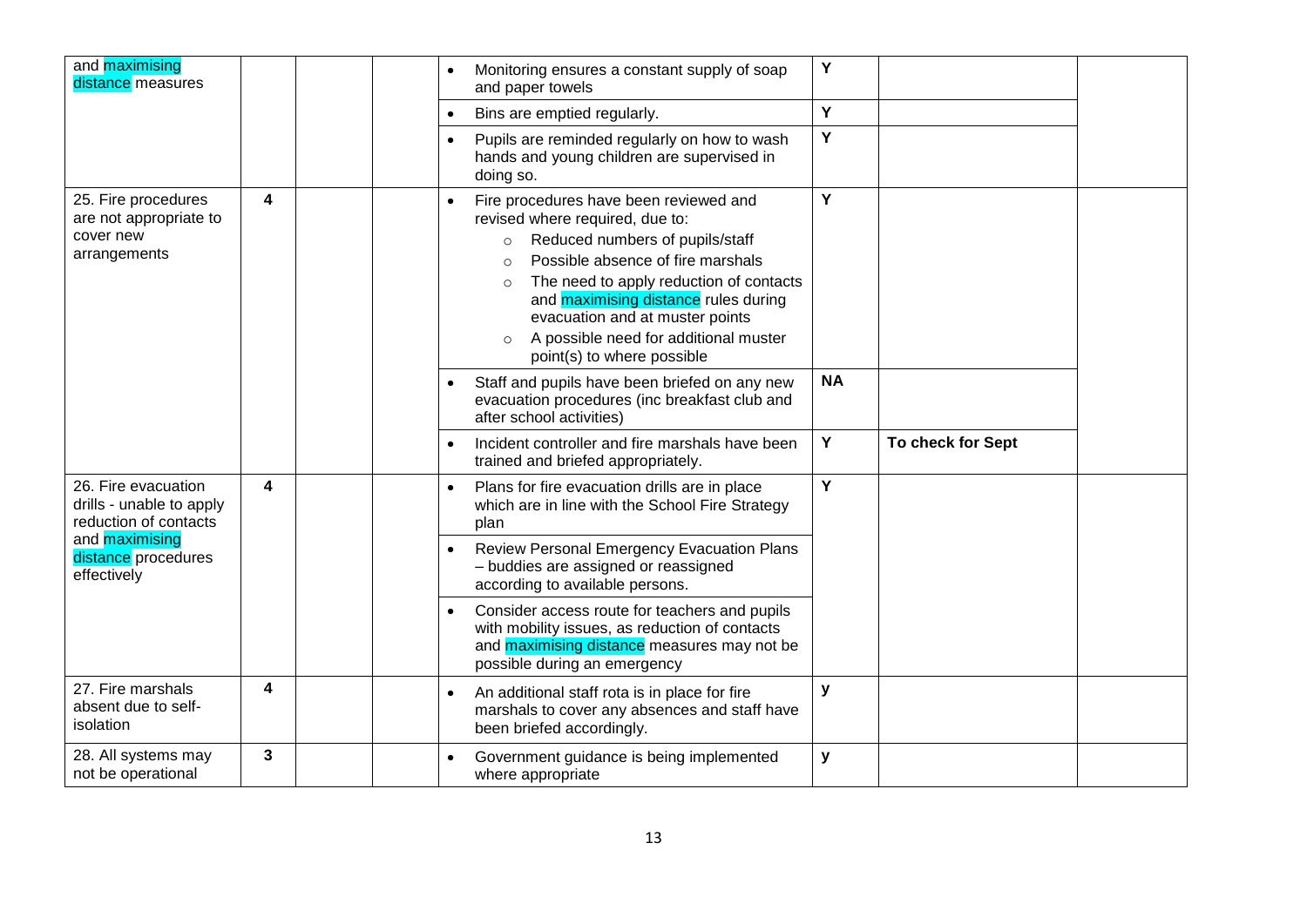| and maximising distance measures | | | | • Monitoring ensures a constant supply of soap and paper towels | Y | | |
|---|---|---|---|---|---|---|---|
| | | | | • Bins are emptied regularly. | Y | | |
| | | | | • Pupils are reminded regularly on how to wash hands and young children are supervised in doing so. | Y | | |
| 25. Fire procedures are not appropriate to cover new arrangements | 4 | | | • Fire procedures have been reviewed and revised where required, due to:<br>○ Reduced numbers of pupils/staff<br>○ Possible absence of fire marshals<br>○ The need to apply reduction of contacts and maximising distance rules during evacuation and at muster points<br>○ A possible need for additional muster point(s) to where possible | Y | | |
| | | | | • Staff and pupils have been briefed on any new evacuation procedures (inc breakfast club and after school activities) | **NA** | | |
| | | | | • Incident controller and fire marshals have been trained and briefed appropriately. | Y | **To check for Sept** | |
| 26. Fire evacuation drills - unable to apply reduction of contacts and maximising distance procedures effectively | 4 | | | • Plans for fire evacuation drills are in place which are in line with the School Fire Strategy plan | Y | | |
| | | | | • Review Personal Emergency Evacuation Plans – buddies are assigned or reassigned according to available persons. | | | |
| | | | | • Consider access route for teachers and pupils with mobility issues, as reduction of contacts and maximising distance measures may not be possible during an emergency | | | |
| 27. Fire marshals absent due to self-isolation | 4 | | | • An additional staff rota is in place for fire marshals to cover any absences and staff have been briefed accordingly. | y | | |
| 28. All systems may not be operational | 3 | | | • Government guidance is being implemented where appropriate | y | | |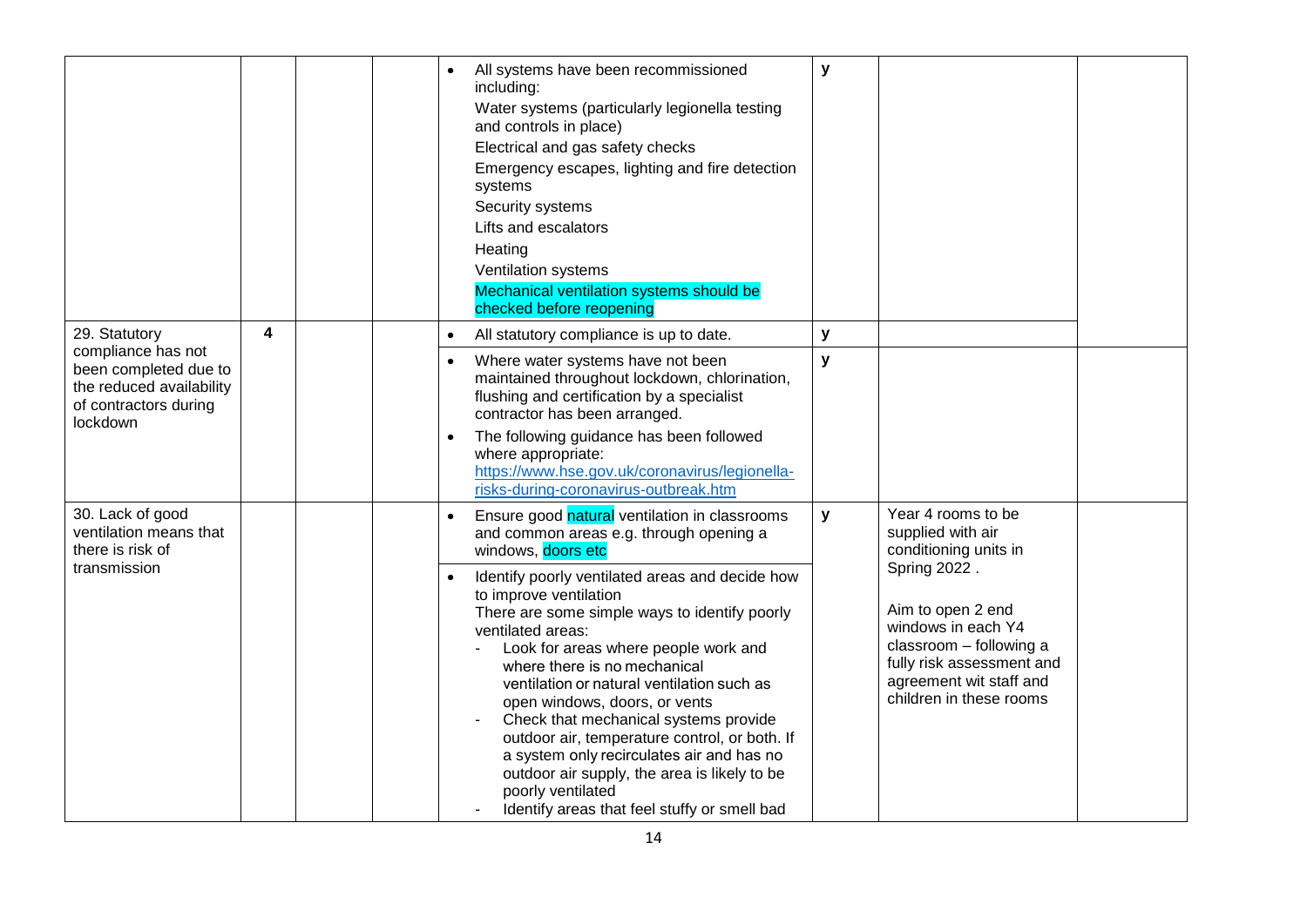| | | | | | | | |
|---|---|---|---|---|---|---|---|
| | | | | • All systems have been recommissioned including:<br>Water systems (particularly legionella testing and controls in place)<br>Electrical and gas safety checks<br>Emergency escapes, lighting and fire detection systems<br>Security systems<br>Lifts and escalators<br>Heating<br>Ventilation systems<br>Mechanical ventilation systems should be checked before reopening | y | | |
| 29. Statutory compliance has not been completed due to the reduced availability of contractors during lockdown | 4 | | | • All statutory compliance is up to date. | y | | |
| | | | | • Where water systems have not been maintained throughout lockdown, chlorination, flushing and certification by a specialist contractor has been arranged.<br>• The following guidance has been followed where appropriate: https://www.hse.gov.uk/coronavirus/legionella-risks-during-coronavirus-outbreak.htm | y | | |
| 30. Lack of good ventilation means that there is risk of transmission | | | | • Ensure good natural ventilation in classrooms and common areas e.g. through opening a windows, doors etc<br>• Identify poorly ventilated areas and decide how to improve ventilation<br>There are some simple ways to identify poorly ventilated areas:<br>- Look for areas where people work and where there is no mechanical ventilation or natural ventilation such as open windows, doors, or vents<br>- Check that mechanical systems provide outdoor air, temperature control, or both. If a system only recirculates air and has no outdoor air supply, the area is likely to be poorly ventilated<br>- Identify areas that feel stuffy or smell bad | y | Year 4 rooms to be supplied with air conditioning units in Spring 2022 .<br><br>Aim to open 2 end windows in each Y4 classroom – following a fully risk assessment and agreement wit staff and children in these rooms | |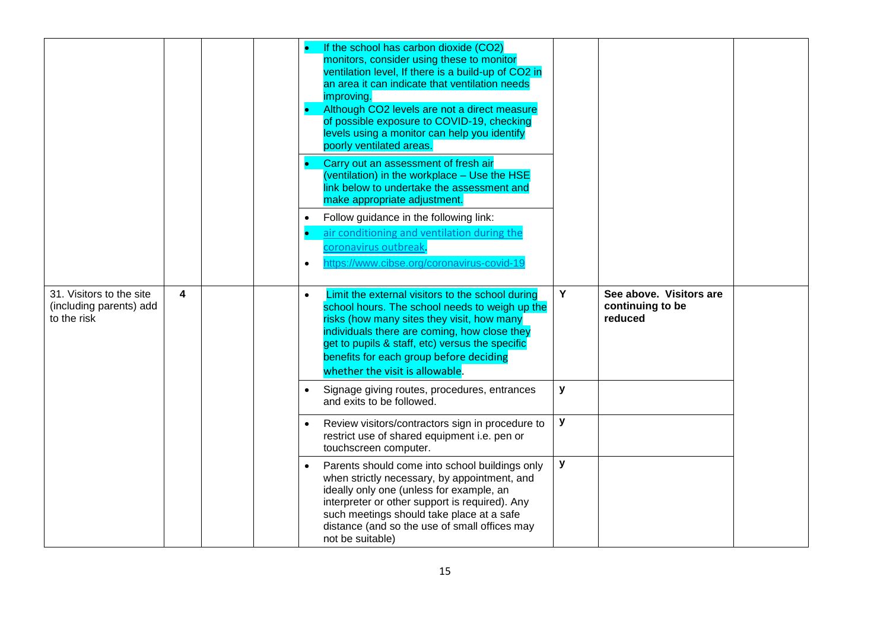| | | | | | | | |
|---|---|---|---|---|---|---|---|
| | | | | • If the school has carbon dioxide ($CO_2$) monitors, consider using these to monitor ventilation level, If there is a build-up of $CO_2$ in an area it can indicate that ventilation needs improving.<br>• Although $CO_2$ levels are not a direct measure of possible exposure to COVID-19, checking levels using a monitor can help you identify poorly ventilated areas. | | | |
| | | | | • Carry out an assessment of fresh air (ventilation) in the workplace – Use the HSE link below to undertake the assessment and make appropriate adjustment. | | | |
| | | | | • Follow guidance in the following link:<br>• air conditioning and ventilation during the coronavirus outbreak.<br>• https://www.cibse.org/coronavirus-covid-19 | | | |
| 31. Visitors to the site (including parents) add to the risk | 4 | | | • Limit the external visitors to the school during school hours. The school needs to weigh up the risks (how many sites they visit, how many individuals there are coming, how close they get to pupils & staff, etc) versus the specific benefits for each group before deciding whether the visit is allowable. | Y | **See above. Visitors are continuing to be reduced** | |
| | | | | • Signage giving routes, procedures, entrances and exits to be followed. | y | | |
| | | | | • Review visitors/contractors sign in procedure to restrict use of shared equipment i.e. pen or touchscreen computer. | y | | |
| | | | | • Parents should come into school buildings only when strictly necessary, by appointment, and ideally only one (unless for example, an interpreter or other support is required). Any such meetings should take place at a safe distance (and so the use of small offices may not be suitable) | y | | |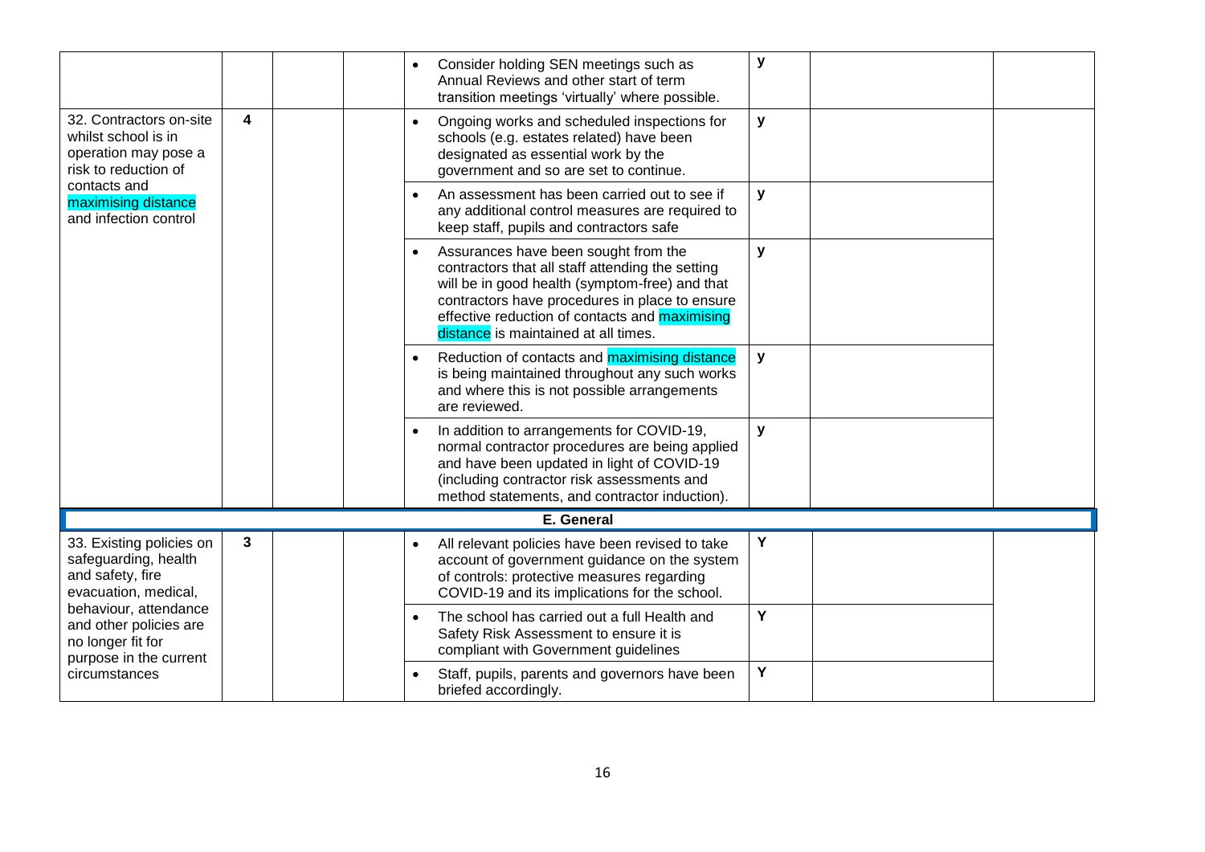| | | | | | | | |
|---|---|---|---|---|---|---|---|
| | | | | • Consider holding SEN meetings such as Annual Reviews and other start of term transition meetings 'virtually' where possible. | y | | |
| 32. Contractors on-site whilst school is in operation may pose a risk to reduction of contacts and maximising distance and infection control | 4 | | | • Ongoing works and scheduled inspections for schools (e.g. estates related) have been designated as essential work by the government and so are set to continue. | y | | |
| | | | | • An assessment has been carried out to see if any additional control measures are required to keep staff, pupils and contractors safe | y | | |
| | | | | • Assurances have been sought from the contractors that all staff attending the setting will be in good health (symptom-free) and that contractors have procedures in place to ensure effective reduction of contacts and maximising distance is maintained at all times. | y | | |
| | | | | • Reduction of contacts and maximising distance is being maintained throughout any such works and where this is not possible arrangements are reviewed. | y | | |
| | | | | • In addition to arrangements for COVID-19, normal contractor procedures are being applied and have been updated in light of COVID-19 (including contractor risk assessments and method statements, and contractor induction). | y | | |
| **E. General** | | | | | | | |
| 33. Existing policies on safeguarding, health and safety, fire evacuation, medical, behaviour, attendance and other policies are no longer fit for purpose in the current circumstances | 3 | | | • All relevant policies have been revised to take account of government guidance on the system of controls: protective measures regarding COVID-19 and its implications for the school. | Y | | |
| | | | | • The school has carried out a full Health and Safety Risk Assessment to ensure it is compliant with Government guidelines | Y | | |
| | | | | • Staff, pupils, parents and governors have been briefed accordingly. | Y | | |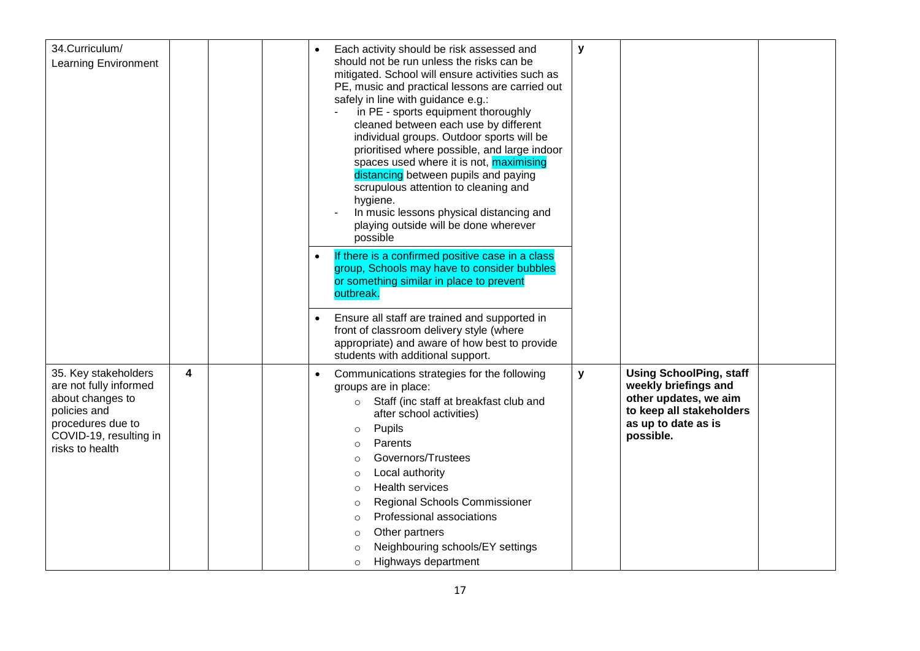| | | | | | | | |
|---|---|---|---|---|---|---|---|
| 34.Curriculum/ Learning Environment | | | | • Each activity should be risk assessed and should not be run unless the risks can be mitigated. School will ensure activities such as PE, music and practical lessons are carried out safely in line with guidance e.g.:<br>- in PE - sports equipment thoroughly cleaned between each use by different individual groups. Outdoor sports will be prioritised where possible, and large indoor spaces used where it is not, maximising distancing between pupils and paying scrupulous attention to cleaning and hygiene.<br>- In music lessons physical distancing and playing outside will be done wherever possible<br><br>• If there is a confirmed positive case in a class group, Schools may have to consider bubbles or something similar in place to prevent outbreak.<br><br>• Ensure all staff are trained and supported in front of classroom delivery style (where appropriate) and aware of how best to provide students with additional support. | y | | |
| 35. Key stakeholders are not fully informed about changes to policies and procedures due to COVID-19, resulting in risks to health | 4 | | | • Communications strategies for the following groups are in place:<br>○ Staff (inc staff at breakfast club and after school activities)<br>○ Pupils<br>○ Parents<br>○ Governors/Trustees<br>○ Local authority<br>○ Health services<br>○ Regional Schools Commissioner<br>○ Professional associations<br>○ Other partners<br>○ Neighbouring schools/EY settings<br>○ Highways department | y | **Using SchoolPing, staff weekly briefings and other updates, we aim to keep all stakeholders as up to date as is possible.** | |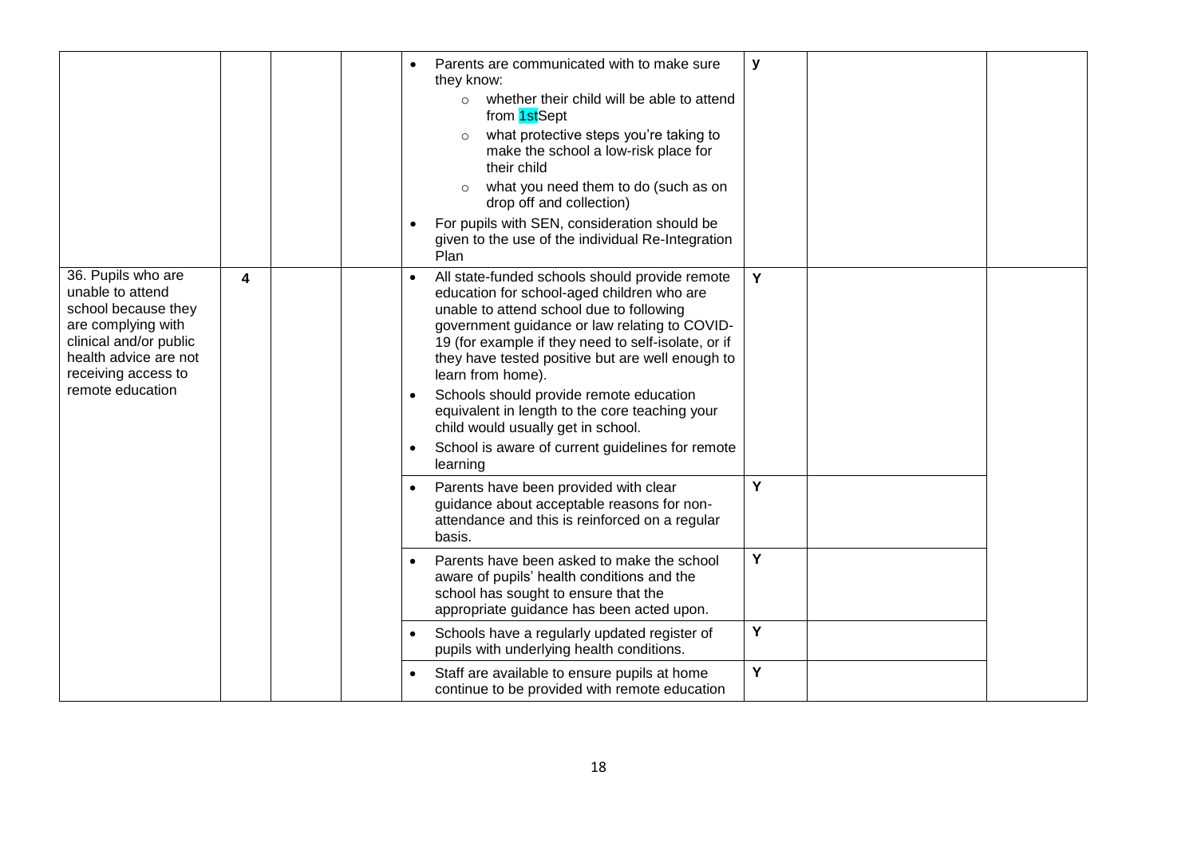| | | | | | | | |
|---|---|---|---|---|---|---|---|
| | | | | <ul><li>Parents are communicated with to make sure they know:<ul><li>whether their child will be able to attend from 1stSept</li><li>what protective steps you're taking to make the school a low-risk place for their child</li><li>what you need them to do (such as on drop off and collection)</li></ul></li><li>For pupils with SEN, consideration should be given to the use of the individual Re-Integration Plan</li></ul> | y | | |
| 36. Pupils who are unable to attend school because they are complying with clinical and/or public health advice are not receiving access to remote education | **4** | | | <ul><li>All state-funded schools should provide remote education for school-aged children who are unable to attend school due to following government guidance or law relating to COVID-19 (for example if they need to self-isolate, or if they have tested positive but are well enough to learn from home).</li><li>Schools should provide remote education equivalent in length to the core teaching your child would usually get in school.</li><li>School is aware of current guidelines for remote learning</li></ul> | Y | | |
| | | | | <ul><li>Parents have been provided with clear guidance about acceptable reasons for non-attendance and this is reinforced on a regular basis.</li></ul> | Y | | |
| | | | | <ul><li>Parents have been asked to make the school aware of pupils' health conditions and the school has sought to ensure that the appropriate guidance has been acted upon.</li></ul> | Y | | |
| | | | | <ul><li>Schools have a regularly updated register of pupils with underlying health conditions.</li></ul> | Y | | |
| | | | | <ul><li>Staff are available to ensure pupils at home continue to be provided with remote education</li></ul> | Y | | |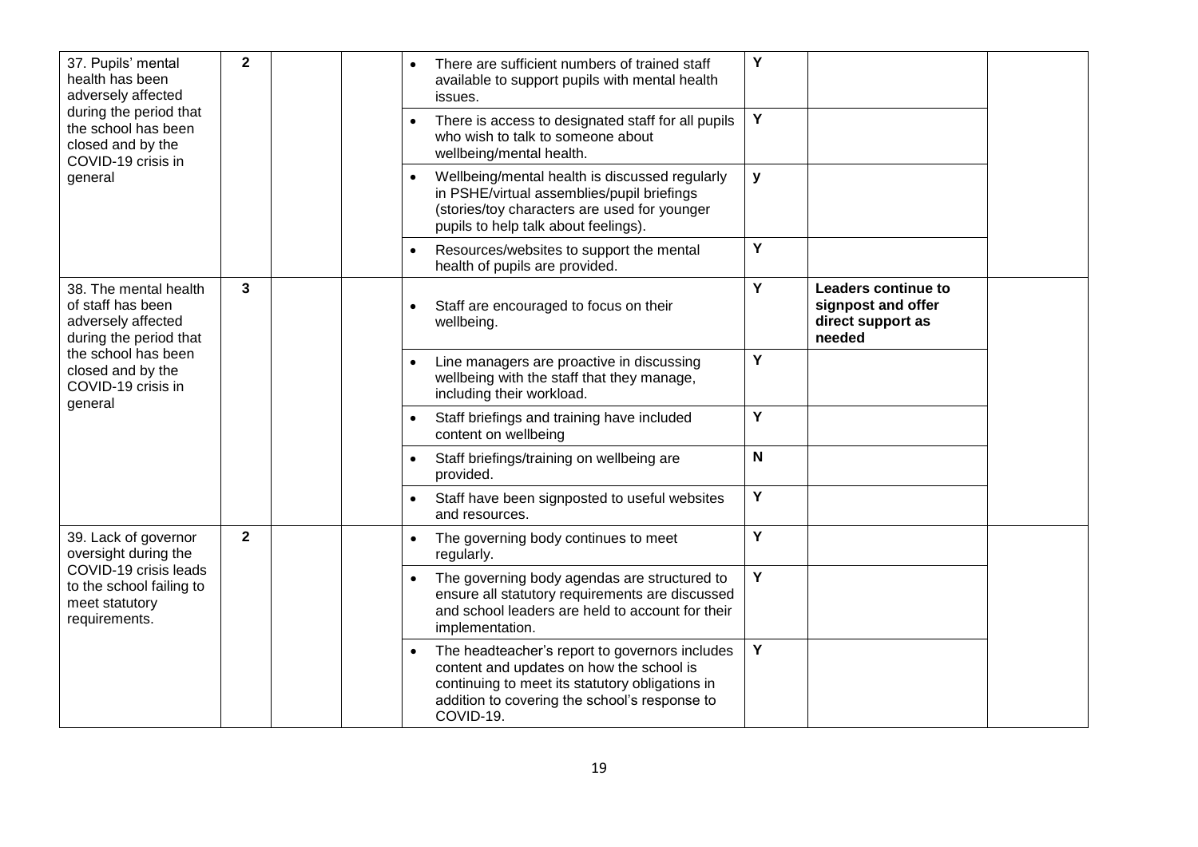| 37. Pupils' mental health has been adversely affected during the period that the school has been closed and by the COVID-19 crisis in general | 2 | | | • There are sufficient numbers of trained staff available to support pupils with mental health issues. | Y | | |
|---|---|---|---|---|---|---|---|
| | | | | • There is access to designated staff for all pupils who wish to talk to someone about wellbeing/mental health. | Y | | |
| | | | | • Wellbeing/mental health is discussed regularly in PSHE/virtual assemblies/pupil briefings (stories/toy characters are used for younger pupils to help talk about feelings). | y | | |
| | | | | • Resources/websites to support the mental health of pupils are provided. | Y | | |
| 38. The mental health of staff has been adversely affected during the period that the school has been closed and by the COVID-19 crisis in general | 3 | | | • Staff are encouraged to focus on their wellbeing. | Y | **Leaders continue to signpost and offer direct support as needed** | |
| | | | | • Line managers are proactive in discussing wellbeing with the staff that they manage, including their workload. | Y | | |
| | | | | • Staff briefings and training have included content on wellbeing | Y | | |
| | | | | • Staff briefings/training on wellbeing are provided. | N | | |
| | | | | • Staff have been signposted to useful websites and resources. | Y | | |
| 39. Lack of governor oversight during the COVID-19 crisis leads to the school failing to meet statutory requirements. | 2 | | | • The governing body continues to meet regularly. | Y | | |
| | | | | • The governing body agendas are structured to ensure all statutory requirements are discussed and school leaders are held to account for their implementation. | Y | | |
| | | | | • The headteacher's report to governors includes content and updates on how the school is continuing to meet its statutory obligations in addition to covering the school's response to COVID-19. | Y | | |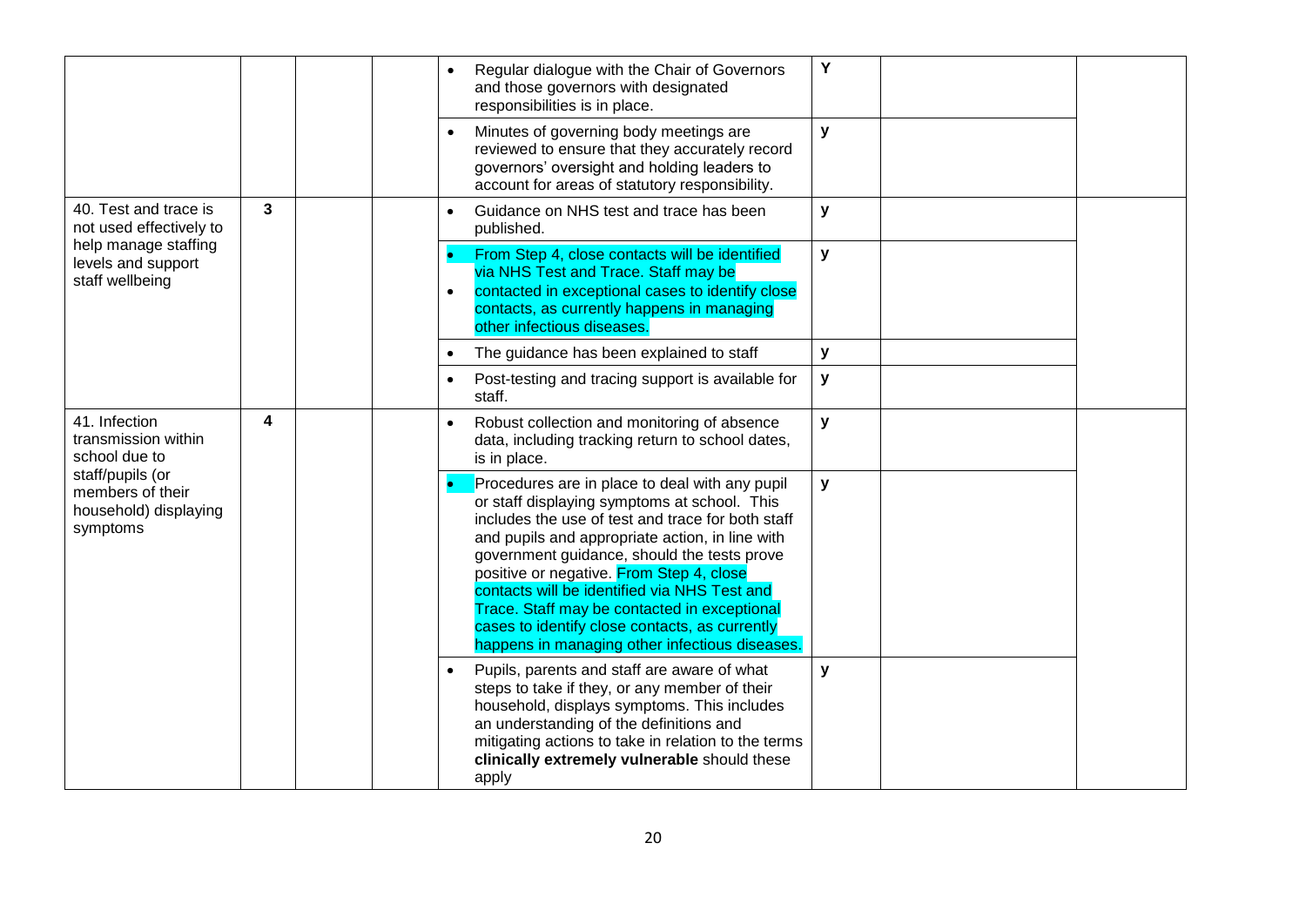| | | | | | | | |
|---|---|---|---|---|---|---|---|
| | | | | • Regular dialogue with the Chair of Governors and those governors with designated responsibilities is in place. | Y | | |
| | | | | • Minutes of governing body meetings are reviewed to ensure that they accurately record governors' oversight and holding leaders to account for areas of statutory responsibility. | y | | |
| 40. Test and trace is not used effectively to help manage staffing levels and support staff wellbeing | 3 | | | • Guidance on NHS test and trace has been published. | y | | |
| | | | | • From Step 4, close contacts will be identified via NHS Test and Trace. Staff may be<br>• contacted in exceptional cases to identify close contacts, as currently happens in managing other infectious diseases. | y | | |
| | | | | • The guidance has been explained to staff | y | | |
| | | | | • Post-testing and tracing support is available for staff. | y | | |
| 41. Infection transmission within school due to staff/pupils (or members of their household) displaying symptoms | 4 | | | • Robust collection and monitoring of absence data, including tracking return to school dates, is in place. | y | | |
| | | | | • Procedures are in place to deal with any pupil or staff displaying symptoms at school. This includes the use of test and trace for both staff and pupils and appropriate action, in line with government guidance, should the tests prove positive or negative. From Step 4, close contacts will be identified via NHS Test and Trace. Staff may be contacted in exceptional cases to identify close contacts, as currently happens in managing other infectious diseases. | y | | |
| | | | | • Pupils, parents and staff are aware of what steps to take if they, or any member of their household, displays symptoms. This includes an understanding of the definitions and mitigating actions to take in relation to the terms **clinically extremely vulnerable** should these apply | y | | |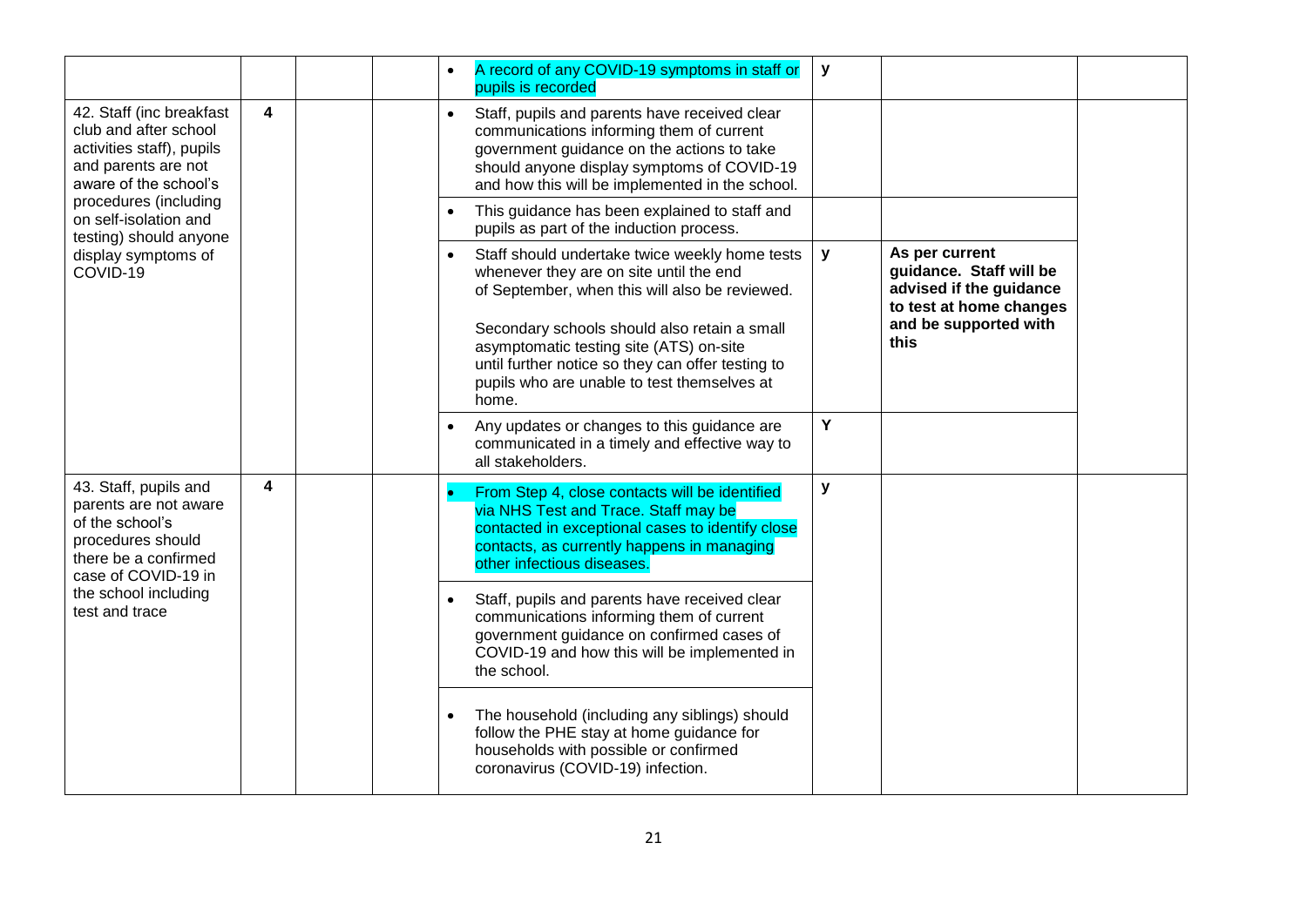| | | | | | | | |
|---|---|---|---|---|---|---|---|
| | | | | • A record of any COVID-19 symptoms in staff or pupils is recorded | y | | |
| 42. Staff (inc breakfast club and after school activities staff), pupils and parents are not aware of the school's procedures (including on self-isolation and testing) should anyone display symptoms of COVID-19 | 4 | | | • Staff, pupils and parents have received clear communications informing them of current government guidance on the actions to take should anyone display symptoms of COVID-19 and how this will be implemented in the school. | | | |
| | | | | • This guidance has been explained to staff and pupils as part of the induction process. | | | |
| | | | | • Staff should undertake twice weekly home tests whenever they are on site until the end of September, when this will also be reviewed.<br><br>Secondary schools should also retain a small asymptomatic testing site (ATS) on-site until further notice so they can offer testing to pupils who are unable to test themselves at home. | y | **As per current guidance. Staff will be advised if the guidance to test at home changes and be supported with this** | |
| | | | | • Any updates or changes to this guidance are communicated in a timely and effective way to all stakeholders. | Y | | |
| 43. Staff, pupils and parents are not aware of the school's procedures should there be a confirmed case of COVID-19 in the school including test and trace | 4 | | | • From Step 4, close contacts will be identified via NHS Test and Trace. Staff may be contacted in exceptional cases to identify close contacts, as currently happens in managing other infectious diseases. | y | | |
| | | | | • Staff, pupils and parents have received clear communications informing them of current government guidance on confirmed cases of COVID-19 and how this will be implemented in the school. | | | |
| | | | | • The household (including any siblings) should follow the PHE stay at home guidance for households with possible or confirmed coronavirus (COVID-19) infection. | | | |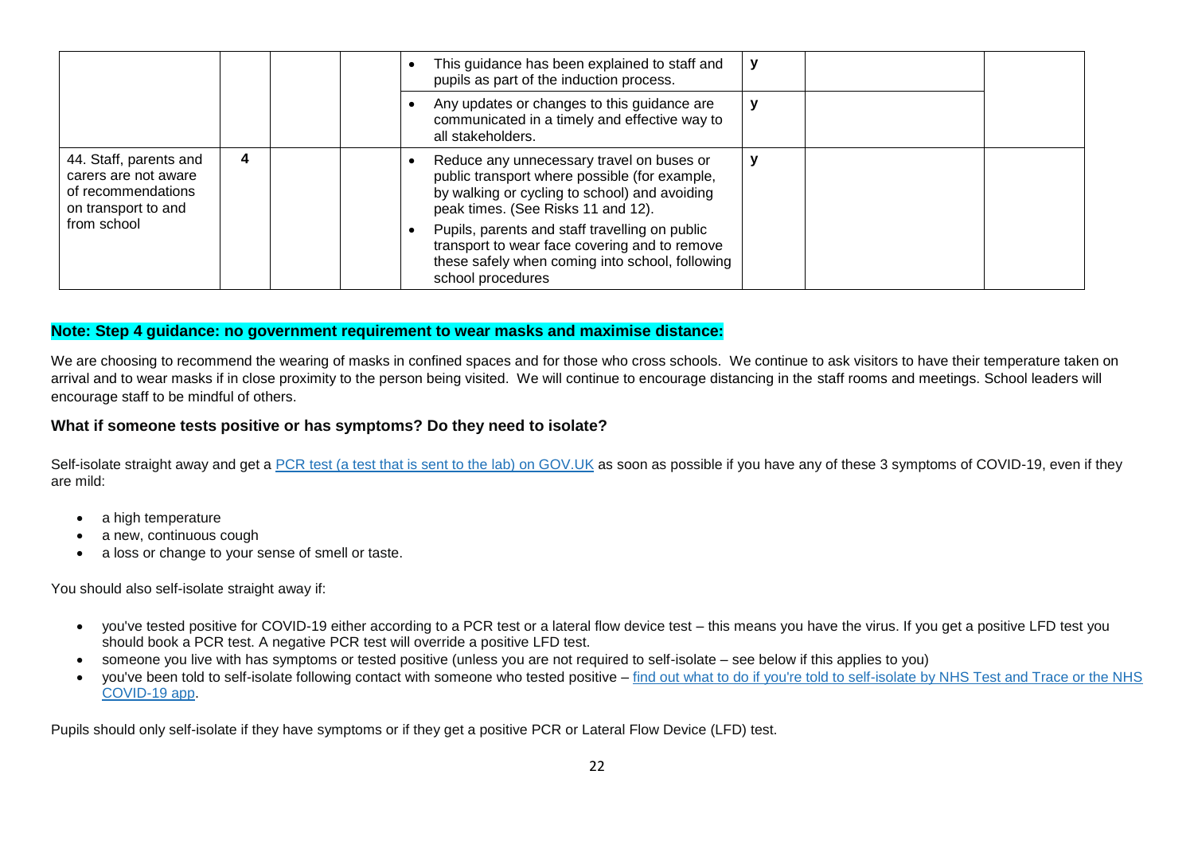| | | | | | | | |
|---|---|---|---|---|---|---|---|
| | | | | • This guidance has been explained to staff and pupils as part of the induction process. | y | | |
| | | | | • Any updates or changes to this guidance are communicated in a timely and effective way to all stakeholders. | y | | |
| 44. Staff, parents and carers are not aware of recommendations on transport to and from school | 4 | | | • Reduce any unnecessary travel on buses or public transport where possible (for example, by walking or cycling to school) and avoiding peak times. (See Risks 11 and 12).<br>• Pupils, parents and staff travelling on public transport to wear face covering and to remove these safely when coming into school, following school procedures | y | | |

**Note: Step 4 guidance: no government requirement to wear masks and maximise distance:**

We are choosing to recommend the wearing of masks in confined spaces and for those who cross schools. We continue to ask visitors to have their temperature taken on arrival and to wear masks if in close proximity to the person being visited. We will continue to encourage distancing in the staff rooms and meetings. School leaders will encourage staff to be mindful of others.

### What if someone tests positive or has symptoms? Do they need to isolate?

Self-isolate straight away and get a [PCR test (a test that is sent to the lab) on GOV.UK] as soon as possible if you have any of these 3 symptoms of COVID-19, even if they are mild:

- a high temperature
- a new, continuous cough
- a loss or change to your sense of smell or taste.

You should also self-isolate straight away if:

- you've tested positive for COVID-19 either according to a PCR test or a lateral flow device test – this means you have the virus. If you get a positive LFD test you should book a PCR test. A negative PCR test will override a positive LFD test.
- someone you live with has symptoms or tested positive (unless you are not required to self-isolate – see below if this applies to you)
- you've been told to self-isolate following contact with someone who tested positive – [find out what to do if you're told to self-isolate by NHS Test and Trace or the NHS COVID-19 app].

Pupils should only self-isolate if they have symptoms or if they get a positive PCR or Lateral Flow Device (LFD) test.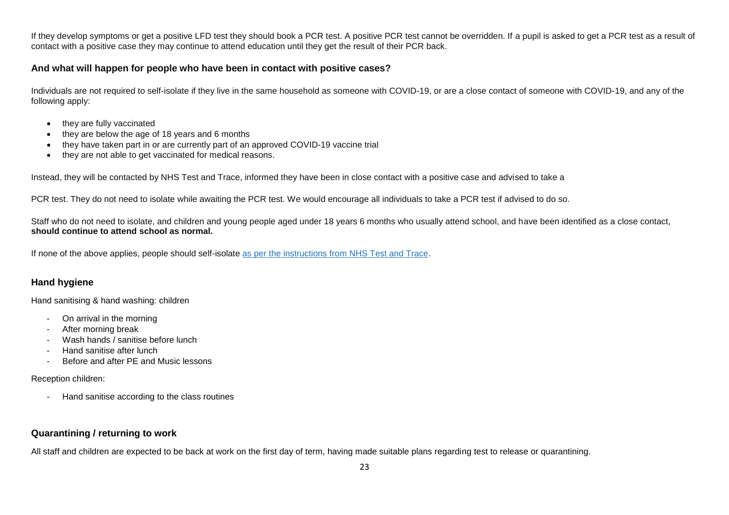If they develop symptoms or get a positive LFD test they should book a PCR test. A positive PCR test cannot be overridden. If a pupil is asked to get a PCR test as a result of contact with a positive case they may continue to attend education until they get the result of their PCR back.

### And what will happen for people who have been in contact with positive cases?

Individuals are not required to self-isolate if they live in the same household as someone with COVID-19, or are a close contact of someone with COVID-19, and any of the following apply:

- they are fully vaccinated
- they are below the age of 18 years and 6 months
- they have taken part in or are currently part of an approved COVID-19 vaccine trial
- they are not able to get vaccinated for medical reasons.

Instead, they will be contacted by NHS Test and Trace, informed they have been in close contact with a positive case and advised to take a

PCR test. They do not need to isolate while awaiting the PCR test. We would encourage all individuals to take a PCR test if advised to do so.

Staff who do not need to isolate, and children and young people aged under 18 years 6 months who usually attend school, and have been identified as a close contact, **should continue to attend school as normal.**

If none of the above applies, people should self-isolate as per the instructions from NHS Test and Trace.

## Hand hygiene

Hand sanitising & hand washing: children

- On arrival in the morning
- After morning break
- Wash hands / sanitise before lunch
- Hand sanitise after lunch
- Before and after PE and Music lessons

Reception children:

- Hand sanitise according to the class routines

## Quarantining / returning to work

All staff and children are expected to be back at work on the first day of term, having made suitable plans regarding test to release or quarantining.